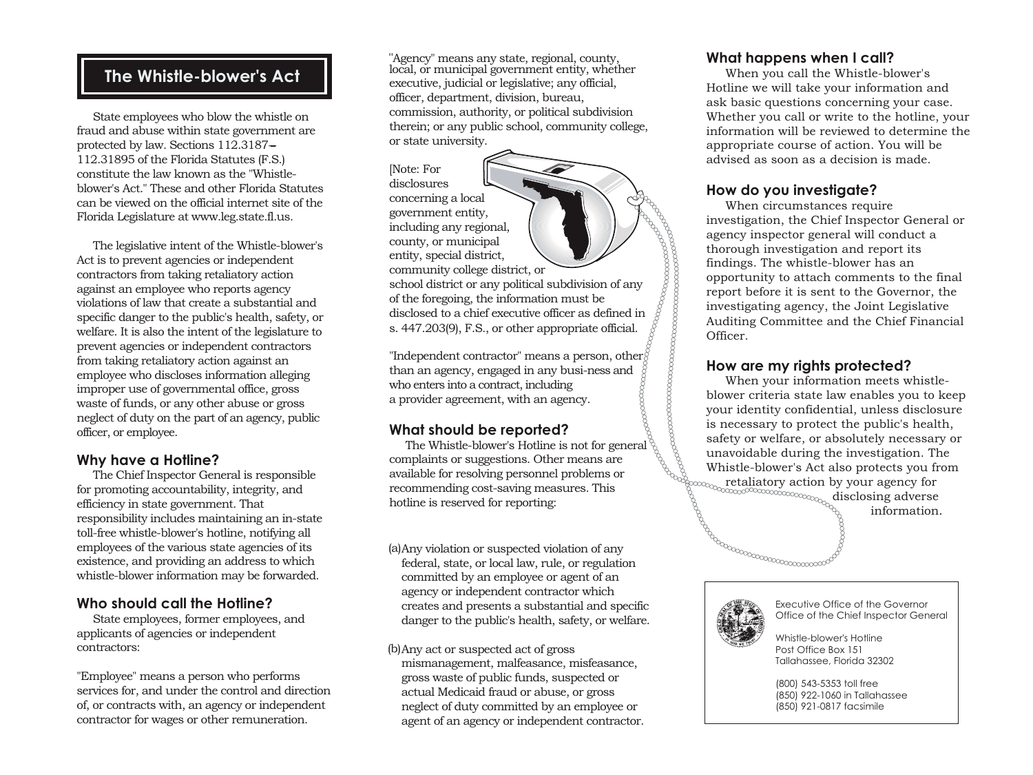# The Whistle-blower's Act

State employees who blow the whistle on fraud and abuse within state government are protected by law. Sections 112.3187–112.31895 of the Florida Statutes (F.S.) constitute the law known as the "Whistle-blower's Act." These and other Florida Statutes can be viewed on the official internet site of the Florida Legislature at www.leg.state.fl.us.

The legislative intent of the Whistle-blower's Act is to prevent agencies or independent contractors from taking retaliatory action against an employee who reports agency violations of law that create a substantial and specific danger to the public's health, safety, or welfare. It is also the intent of the legislature to prevent agencies or independent contractors from taking retaliatory action against an employee who discloses information alleging improper use of governmental office, gross waste of funds, or any other abuse or gross neglect of duty on the part of an agency, public officer, or employee.

## Why have a Hotline?

The Chief Inspector General is responsible for promoting accountability, integrity, and efficiency in state government. That responsibility includes maintaining an in-state toll-free whistle-blower's hotline, notifying all employees of the various state agencies of its existence, and providing an address to which whistle-blower information may be forwarded.

## Who should call the Hotline?

State employees, former employees, and applicants of agencies or independent contractors:

"Employee" means a person who performs services for, and under the control and direction of, or contracts with, an agency or independent contractor for wages or other remuneration.

"Agency" means any state, regional, county, local, or municipal government entity, whether executive, judicial or legislative; any official, officer, department, division, bureau, commission, authority, or political subdivision therein; or any public school, community college, or state university.

[Note: For disclosures concerning a local government entity, including any regional, county, or municipal entity, special district, community college district, or school district or any political subdivision of any of the foregoing, the information must be disclosed to a chief executive officer as defined in s. 447.203(9), F.S., or other appropriate official.

"Independent contractor" means a person, other than an agency, engaged in any busi-ness and who enters into a contract, including a provider agreement, with an agency.

## What should be reported?

The Whistle-blower's Hotline is not for general complaints or suggestions. Other means are available for resolving personnel problems or recommending cost-saving measures. This hotline is reserved for reporting:

(a) Any violation or suspected violation of any federal, state, or local law, rule, or regulation committed by an employee or agent of an agency or independent contractor which creates and presents a substantial and specific danger to the public's health, safety, or welfare.

(b) Any act or suspected act of gross mismanagement, malfeasance, misfeasance, gross waste of public funds, suspected or actual Medicaid fraud or abuse, or gross neglect of duty committed by an employee or agent of an agency or independent contractor.

## What happens when I call?

When you call the Whistle-blower's Hotline we will take your information and ask basic questions concerning your case. Whether you call or write to the hotline, your information will be reviewed to determine the appropriate course of action. You will be advised as soon as a decision is made.

## How do you investigate?

When circumstances require investigation, the Chief Inspector General or agency inspector general will conduct a thorough investigation and report its findings. The whistle-blower has an opportunity to attach comments to the final report before it is sent to the Governor, the investigating agency, the Joint Legislative Auditing Committee and the Chief Financial Officer.

## How are my rights protected?

When your information meets whistle-blower criteria state law enables you to keep your identity confidential, unless disclosure is necessary to protect the public's health, safety or welfare, or absolutely necessary or unavoidable during the investigation. The Whistle-blower's Act also protects you from retaliatory action by your agency for disclosing adverse information.

Executive Office of the Governor
Office of the Chief Inspector General

Whistle-blower's Hotline
Post Office Box 151
Tallahassee, Florida 32302

(800) 543-5353 toll free
(850) 922-1060 in Tallahassee
(850) 921-0817 facsimile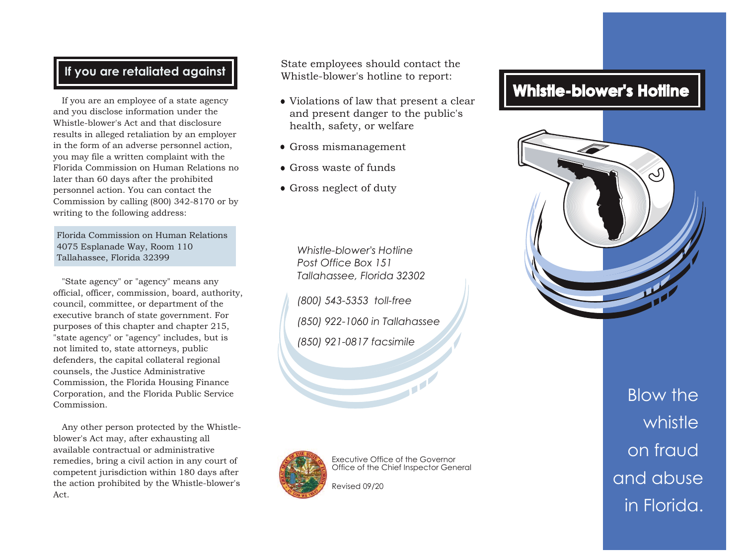## If you are retaliated against

If you are an employee of a state agency and you disclose information under the Whistle-blower's Act and that disclosure results in alleged retaliation by an employer in the form of an adverse personnel action, you may file a written complaint with the Florida Commission on Human Relations no later than 60 days after the prohibited personnel action. You can contact the Commission by calling (800) 342-8170 or by writing to the following address:

Florida Commission on Human Relations
4075 Esplanade Way, Room 110
Tallahassee, Florida 32399

"State agency" or "agency" means any official, officer, commission, board, authority, council, committee, or department of the executive branch of state government. For purposes of this chapter and chapter 215, "state agency" or "agency" includes, but is not limited to, state attorneys, public defenders, the capital collateral regional counsels, the Justice Administrative Commission, the Florida Housing Finance Corporation, and the Florida Public Service Commission.

Any other person protected by the Whistle-blower's Act may, after exhausting all available contractual or administrative remedies, bring a civil action in any court of competent jurisdiction within 180 days after the action prohibited by the Whistle-blower's Act.

State employees should contact the Whistle-blower's hotline to report:

- Violations of law that present a clear and present danger to the public's health, safety, or welfare
- Gross mismanagement
- Gross waste of funds
- Gross neglect of duty

*Whistle-blower's Hotline*
*Post Office Box 151*
*Tallahassee, Florida 32302*

*(800) 543-5353 toll-free*

*(850) 922-1060 in Tallahassee*

*(850) 921-0817 facsimile*

Executive Office of the Governor
Office of the Chief Inspector General

Revised 09/20

# Whistle-blower's Hotline

Blow the whistle on fraud and abuse in Florida.